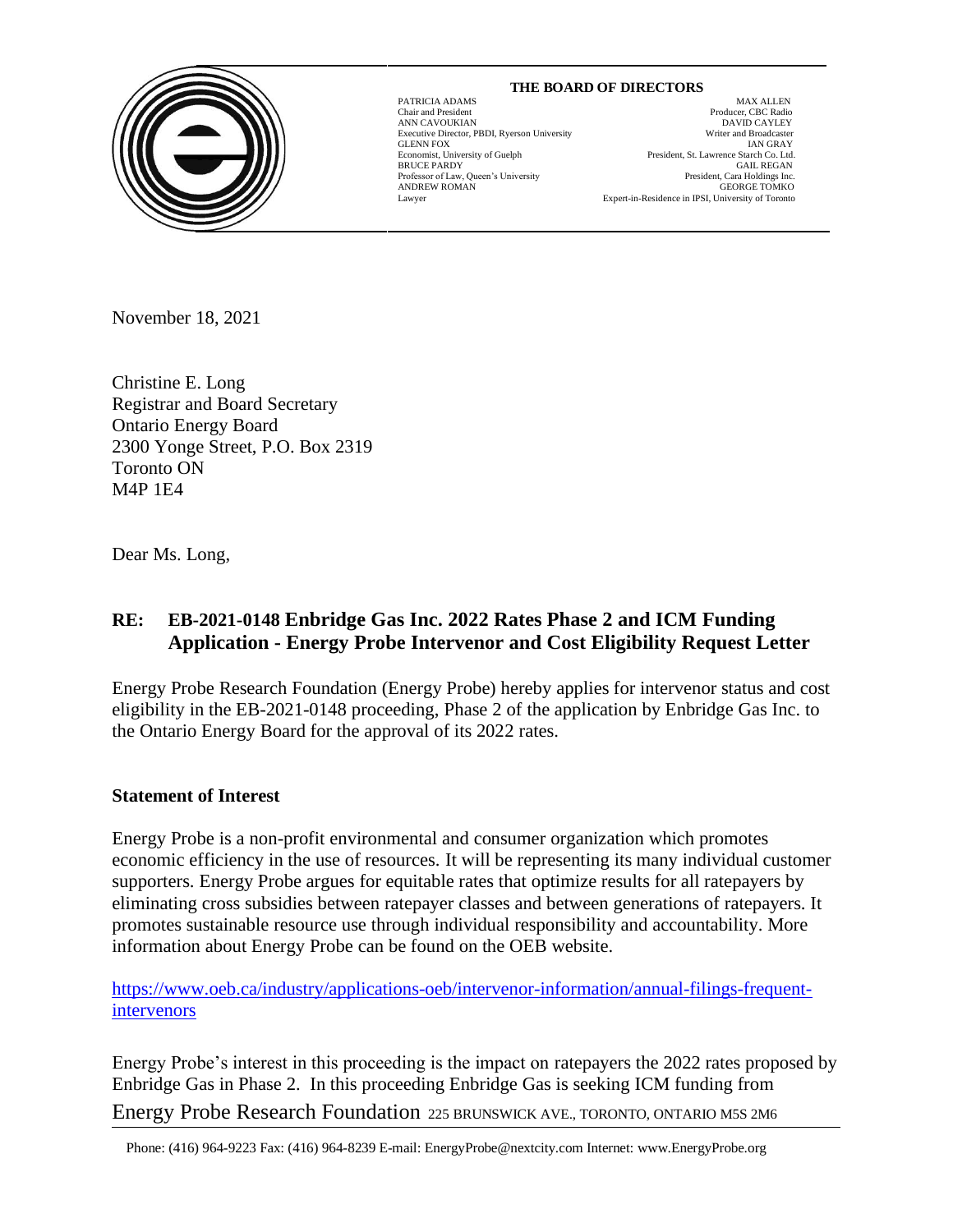**THE BOARD OF DIRECTORS**

| | |
|---|---|
| PATRICIA ADAMS<br>Chair and President | MAX ALLEN<br>Producer, CBC Radio |
| ANN CAVOUKIAN<br>Executive Director, PBDI, Ryerson University | DAVID CAYLEY<br>Writer and Broadcaster |
| GLENN FOX<br>Economist, University of Guelph | IAN GRAY<br>President, St. Lawrence Starch Co. Ltd. |
| BRUCE PARDY<br>Professor of Law, Queen's University | GAIL REGAN<br>President, Cara Holdings Inc. |
| ANDREW ROMAN<br>Lawyer | GEORGE TOMKO<br>Expert-in-Residence in IPSI, University of Toronto |

November 18, 2021

Christine E. Long
Registrar and Board Secretary
Ontario Energy Board
2300 Yonge Street, P.O. Box 2319
Toronto ON
M4P 1E4

Dear Ms. Long,

**RE: EB-2021-0148 Enbridge Gas Inc. 2022 Rates Phase 2 and ICM Funding Application - Energy Probe Intervenor and Cost Eligibility Request Letter**

Energy Probe Research Foundation (Energy Probe) hereby applies for intervenor status and cost eligibility in the EB-2021-0148 proceeding, Phase 2 of the application by Enbridge Gas Inc. to the Ontario Energy Board for the approval of its 2022 rates.

**Statement of Interest**

Energy Probe is a non-profit environmental and consumer organization which promotes economic efficiency in the use of resources. It will be representing its many individual customer supporters. Energy Probe argues for equitable rates that optimize results for all ratepayers by eliminating cross subsidies between ratepayer classes and between generations of ratepayers. It promotes sustainable resource use through individual responsibility and accountability. More information about Energy Probe can be found on the OEB website.

https://www.oeb.ca/industry/applications-oeb/intervenor-information/annual-filings-frequent-intervenors

Energy Probe's interest in this proceeding is the impact on ratepayers the 2022 rates proposed by Enbridge Gas in Phase 2. In this proceeding Enbridge Gas is seeking ICM funding from

Energy Probe Research Foundation 225 BRUNSWICK AVE., TORONTO, ONTARIO M5S 2M6

Phone: (416) 964-9223 Fax: (416) 964-8239 E-mail: EnergyProbe@nextcity.com Internet: www.EnergyProbe.org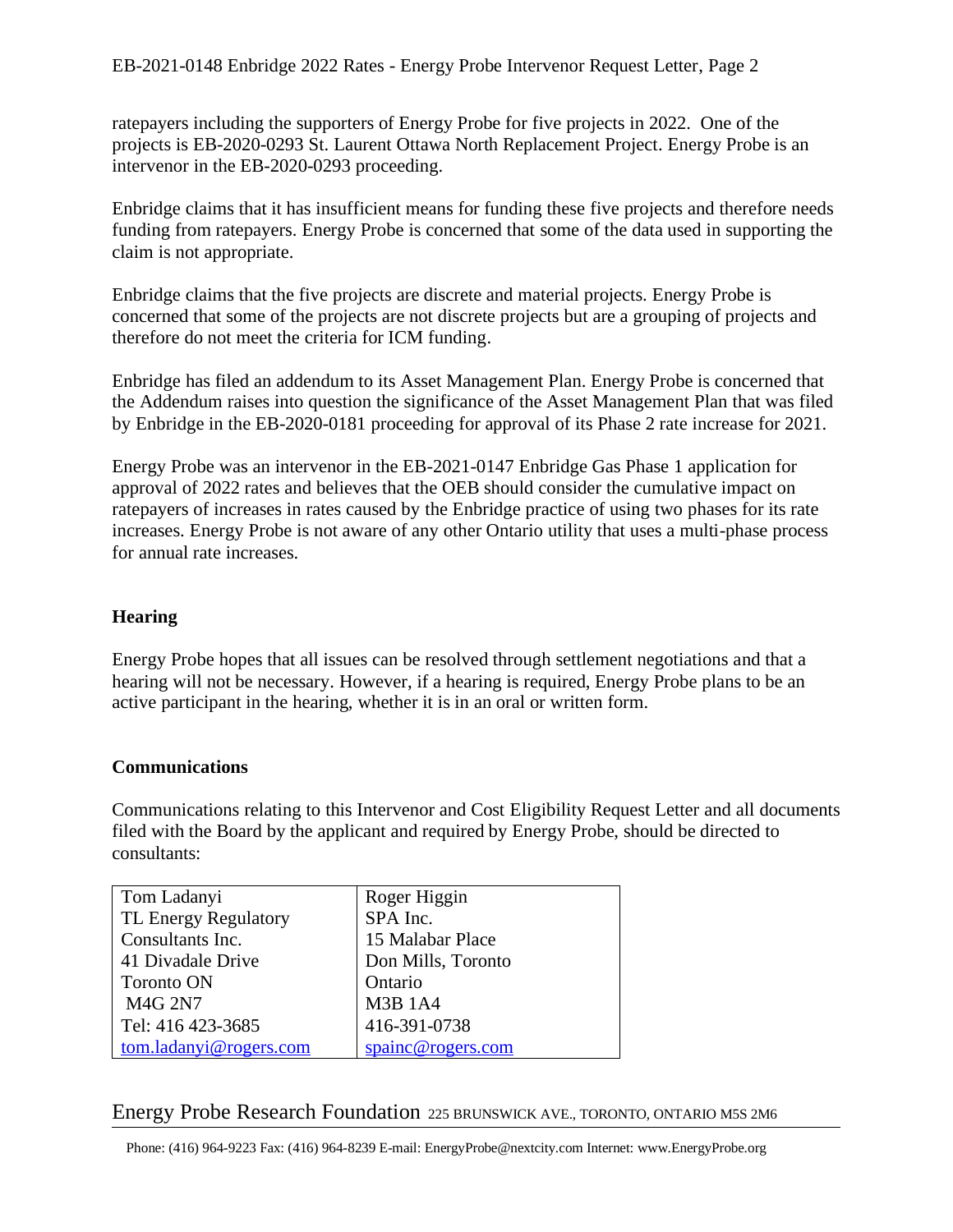ratepayers including the supporters of Energy Probe for five projects in 2022. One of the projects is EB-2020-0293 St. Laurent Ottawa North Replacement Project. Energy Probe is an intervenor in the EB-2020-0293 proceeding.

Enbridge claims that it has insufficient means for funding these five projects and therefore needs funding from ratepayers. Energy Probe is concerned that some of the data used in supporting the claim is not appropriate.

Enbridge claims that the five projects are discrete and material projects. Energy Probe is concerned that some of the projects are not discrete projects but are a grouping of projects and therefore do not meet the criteria for ICM funding.

Enbridge has filed an addendum to its Asset Management Plan. Energy Probe is concerned that the Addendum raises into question the significance of the Asset Management Plan that was filed by Enbridge in the EB-2020-0181 proceeding for approval of its Phase 2 rate increase for 2021.

Energy Probe was an intervenor in the EB-2021-0147 Enbridge Gas Phase 1 application for approval of 2022 rates and believes that the OEB should consider the cumulative impact on ratepayers of increases in rates caused by the Enbridge practice of using two phases for its rate increases. Energy Probe is not aware of any other Ontario utility that uses a multi-phase process for annual rate increases.

**Hearing**

Energy Probe hopes that all issues can be resolved through settlement negotiations and that a hearing will not be necessary. However, if a hearing is required, Energy Probe plans to be an active participant in the hearing, whether it is in an oral or written form.

**Communications**

Communications relating to this Intervenor and Cost Eligibility Request Letter and all documents filed with the Board by the applicant and required by Energy Probe, should be directed to consultants:

| Tom Ladanyi | Roger Higgin |
|---|---|
| TL Energy Regulatory | SPA Inc. |
| Consultants Inc. | 15 Malabar Place |
| 41 Divadale Drive | Don Mills, Toronto |
| Toronto ON | Ontario |
| M4G 2N7 | M3B 1A4 |
| Tel: 416 423-3685 | 416-391-0738 |
| tom.ladanyi@rogers.com | spainc@rogers.com |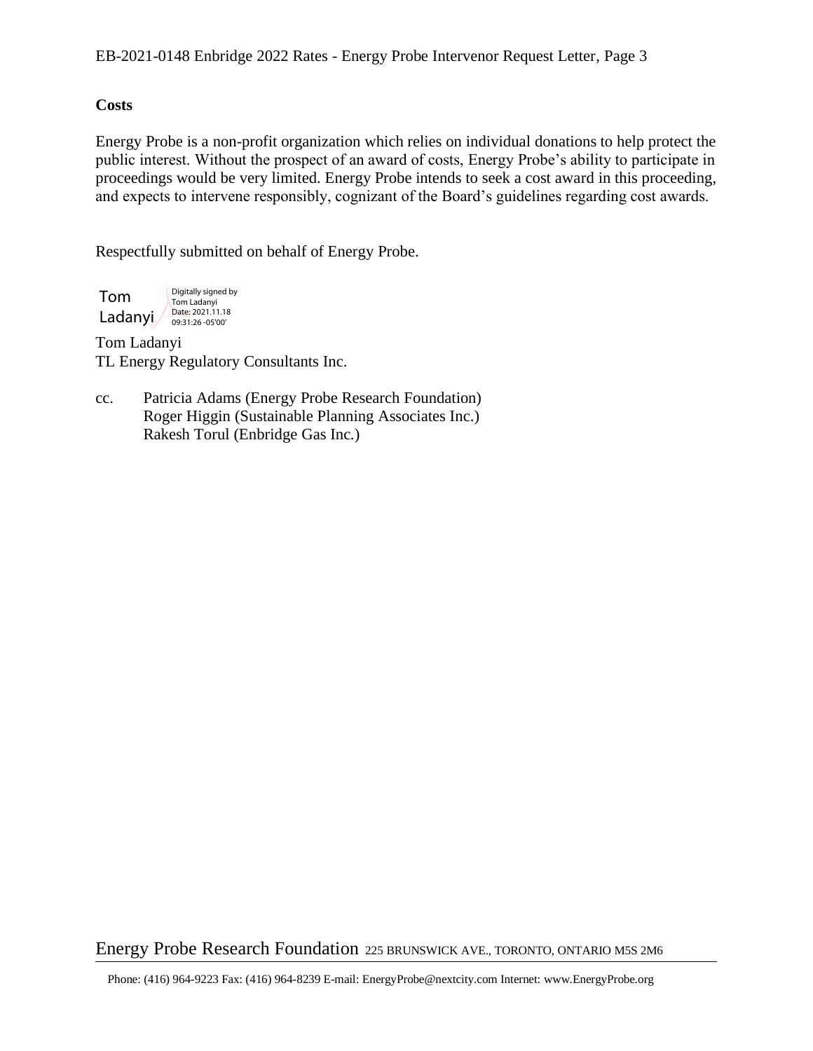**Costs**

Energy Probe is a non-profit organization which relies on individual donations to help protect the public interest. Without the prospect of an award of costs, Energy Probe's ability to participate in proceedings would be very limited. Energy Probe intends to seek a cost award in this proceeding, and expects to intervene responsibly, cognizant of the Board's guidelines regarding cost awards.

Respectfully submitted on behalf of Energy Probe.

Tom Ladanyi
Digitally signed by Tom Ladanyi
Date: 2021.11.18 09:31:26 -05'00'

Tom Ladanyi
TL Energy Regulatory Consultants Inc.

cc. Patricia Adams (Energy Probe Research Foundation)
Roger Higgin (Sustainable Planning Associates Inc.)
Rakesh Torul (Enbridge Gas Inc.)

Energy Probe Research Foundation 225 BRUNSWICK AVE., TORONTO, ONTARIO M5S 2M6

Phone: (416) 964-9223 Fax: (416) 964-8239 E-mail: EnergyProbe@nextcity.com Internet: www.EnergyProbe.org